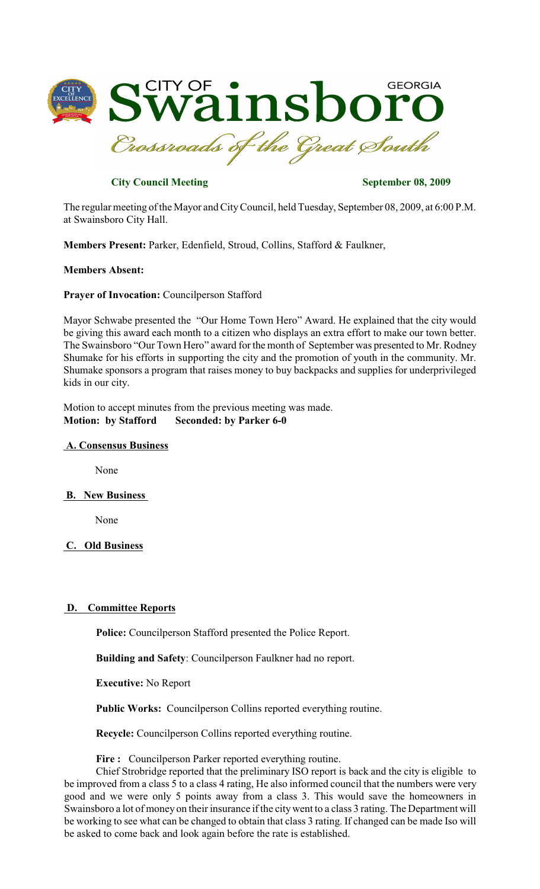# CITY OF Swainsboro GEORGIA

*Crossroads of the Great South*

**City Council Meeting** **September 08, 2009**

The regular meeting of the Mayor and City Council, held Tuesday, September 08, 2009, at 6:00 P.M. at Swainsboro City Hall.

**Members Present:** Parker, Edenfield, Stroud, Collins, Stafford & Faulkner,

**Members Absent:**

**Prayer of Invocation:** Councilperson Stafford

Mayor Schwabe presented the "Our Home Town Hero" Award. He explained that the city would be giving this award each month to a citizen who displays an extra effort to make our town better. The Swainsboro "Our Town Hero" award for the month of September was presented to Mr. Rodney Shumake for his efforts in supporting the city and the promotion of youth in the community. Mr. Shumake sponsors a program that raises money to buy backpacks and supplies for underprivileged kids in our city.

Motion to accept minutes from the previous meeting was made.
**Motion: by Stafford Seconded: by Parker 6-0**

## A. Consensus Business

None

## B. New Business

None

## C. Old Business

## D. Committee Reports

**Police:** Councilperson Stafford presented the Police Report.

**Building and Safety**: Councilperson Faulkner had no report.

**Executive:** No Report

**Public Works:** Councilperson Collins reported everything routine.

**Recycle:** Councilperson Collins reported everything routine.

**Fire :** Councilperson Parker reported everything routine.

Chief Strobridge reported that the preliminary ISO report is back and the city is eligible to be improved from a class 5 to a class 4 rating, He also informed council that the numbers were very good and we were only 5 points away from a class 3. This would save the homeowners in Swainsboro a lot of money on their insurance if the city went to a class 3 rating. The Department will be working to see what can be changed to obtain that class 3 rating. If changed can be made Iso will be asked to come back and look again before the rate is established.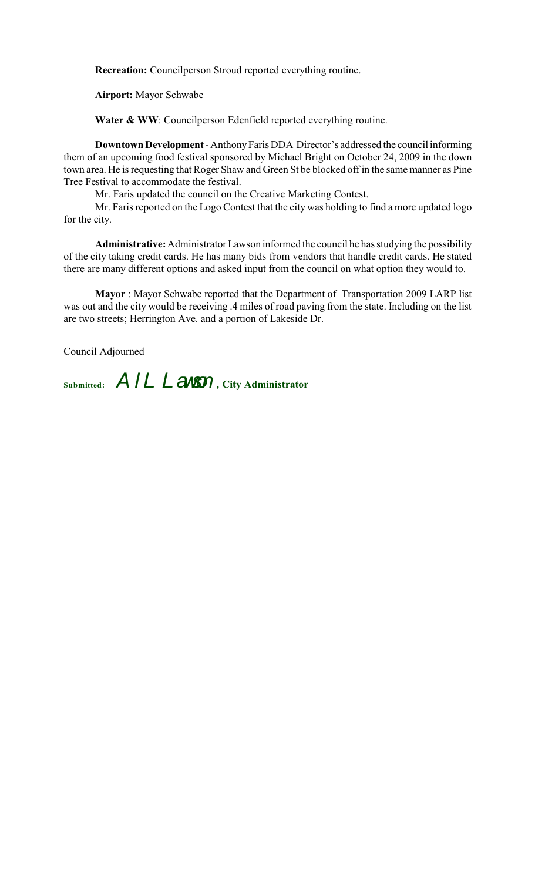**Recreation:** Councilperson Stroud reported everything routine.

**Airport:** Mayor Schwabe

**Water & WW**: Councilperson Edenfield reported everything routine.

**Downtown Development** - Anthony Faris DDA Director's addressed the council informing them of an upcoming food festival sponsored by Michael Bright on October 24, 2009 in the down town area. He is requesting that Roger Shaw and Green St be blocked off in the same manner as Pine Tree Festival to accommodate the festival.

Mr. Faris updated the council on the Creative Marketing Contest.

Mr. Faris reported on the Logo Contest that the city was holding to find a more updated logo for the city.

**Administrative:** Administrator Lawson informed the council he has studying the possibility of the city taking credit cards. He has many bids from vendors that handle credit cards. He stated there are many different options and asked input from the council on what option they would to.

**Mayor** : Mayor Schwabe reported that the Department of Transportation 2009 LARP list was out and the city would be receiving .4 miles of road paving from the state. Including on the list are two streets; Herrington Ave. and a portion of Lakeside Dr.

Council Adjourned

**Submitted:** *A I L Lawson*, **City Administrator**